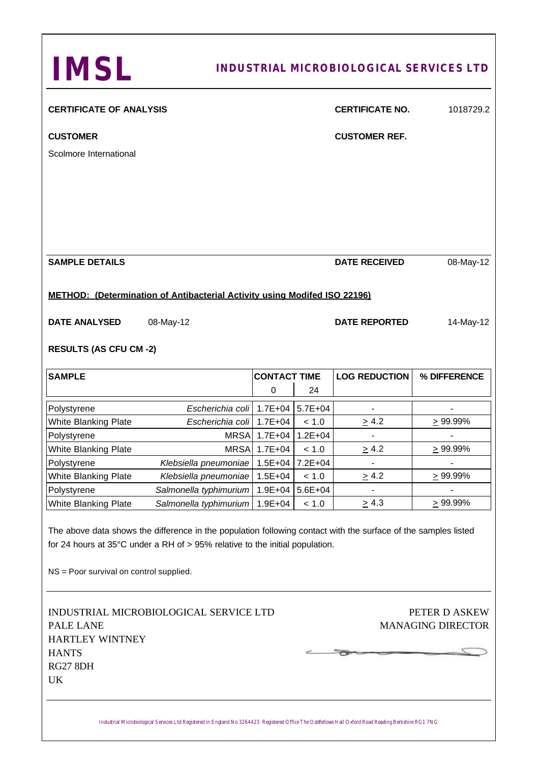# IMSL

## INDUSTRIAL MICROBIOLOGICAL SERVICES LTD

**CERTIFICATE OF ANALYSIS** **CERTIFICATE NO.** 1018729.2

**CUSTOMER** **CUSTOMER REF.**

Scolmore International

**SAMPLE DETAILS** **DATE RECEIVED** 08-May-12

**METHOD: (Determination of Antibacterial Activity using Modifed ISO 22196)**

**DATE ANALYSED** 08-May-12 **DATE REPORTED** 14-May-12

**RESULTS (AS CFU CM -2)**

| SAMPLE | | CONTACT TIME | | LOG REDUCTION | % DIFFERENCE |
|---|---|---|---|---|---|
| | | 0 | 24 | | |
| Polystyrene | *Escherichia coli* | 1.7E+04 | 5.7E+04 | - | - |
| White Blanking Plate | *Escherichia coli* | 1.7E+04 | < 1.0 | ≥ 4.2 | ≥ 99.99% |
| Polystyrene | MRSA | 1.7E+04 | 1.2E+04 | - | - |
| White Blanking Plate | MRSA | 1.7E+04 | < 1.0 | ≥ 4.2 | ≥ 99.99% |
| Polystyrene | *Klebsiella pneumoniae* | 1.5E+04 | 7.2E+04 | - | - |
| White Blanking Plate | *Klebsiella pneumoniae* | 1.5E+04 | < 1.0 | ≥ 4.2 | ≥ 99.99% |
| Polystyrene | *Salmonella typhimurium* | 1.9E+04 | 5.6E+04 | - | - |
| White Blanking Plate | *Salmonella typhimurium* | 1.9E+04 | < 1.0 | ≥ 4.3 | ≥ 99.99% |

The above data shows the difference in the population following contact with the surface of the samples listed for 24 hours at 35°C under a RH of > 95% relative to the initial population.

NS = Poor survival on control supplied.

INDUSTRIAL MICROBIOLOGICAL SERVICE LTD
PALE LANE
HARTLEY WINTNEY
HANTS
RG27 8DH
UK

PETER D ASKEW
MANAGING DIRECTOR

Industrial Microbiological Services Ltd Registered in England No 3264423 Registered Office The Oddfellows Hall Oxford Road Reading Berkshire RG1 7NG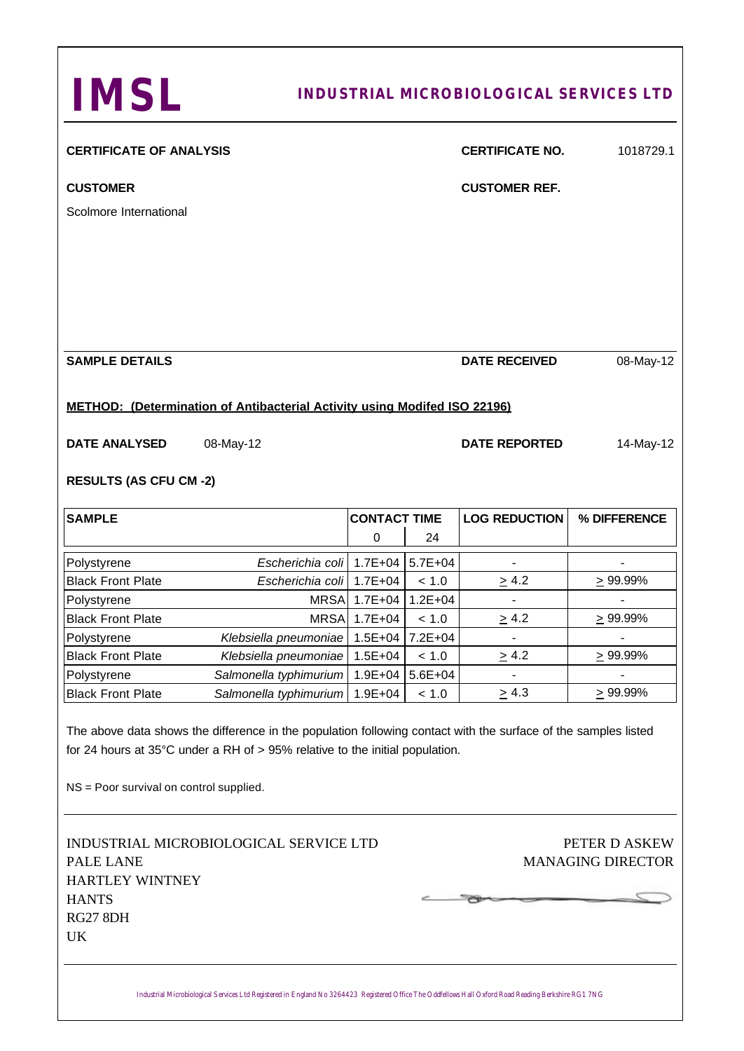# IMSL

**INDUSTRIAL MICROBIOLOGICAL SERVICES LTD**

**CERTIFICATE OF ANALYSIS** | **CERTIFICATE NO.** 1018729.1

**CUSTOMER** | **CUSTOMER REF.**

Scolmore International

**SAMPLE DETAILS** | **DATE RECEIVED** 08-May-12

**METHOD: (Determination of Antibacterial Activity using Modifed ISO 22196)**

**DATE ANALYSED** 08-May-12 | **DATE REPORTED** 14-May-12

**RESULTS (AS CFU CM -2)**

| SAMPLE | | CONTACT TIME | | LOG REDUCTION | % DIFFERENCE |
|---|---|---|---|---|---|
| | | 0 | 24 | | |
| Polystyrene | *Escherichia coli* | 1.7E+04 | 5.7E+04 | - | - |
| Black Front Plate | *Escherichia coli* | 1.7E+04 | < 1.0 | ≥ 4.2 | ≥ 99.99% |
| Polystyrene | MRSA | 1.7E+04 | 1.2E+04 | - | - |
| Black Front Plate | MRSA | 1.7E+04 | < 1.0 | ≥ 4.2 | ≥ 99.99% |
| Polystyrene | *Klebsiella pneumoniae* | 1.5E+04 | 7.2E+04 | - | - |
| Black Front Plate | *Klebsiella pneumoniae* | 1.5E+04 | < 1.0 | ≥ 4.2 | ≥ 99.99% |
| Polystyrene | *Salmonella typhimurium* | 1.9E+04 | 5.6E+04 | - | - |
| Black Front Plate | *Salmonella typhimurium* | 1.9E+04 | < 1.0 | ≥ 4.3 | ≥ 99.99% |

The above data shows the difference in the population following contact with the surface of the samples listed for 24 hours at 35°C under a RH of > 95% relative to the initial population.

NS = Poor survival on control supplied.

INDUSTRIAL MICROBIOLOGICAL SERVICE LTD
PALE LANE
HARTLEY WINTNEY
HANTS
RG27 8DH
UK

PETER D ASKEW
MANAGING DIRECTOR

Industrial Microbiological Services Ltd Registered in England No 3264423 Registered Office The Oddfellows Hall Oxford Road Reading Berkshire RG1 7NG